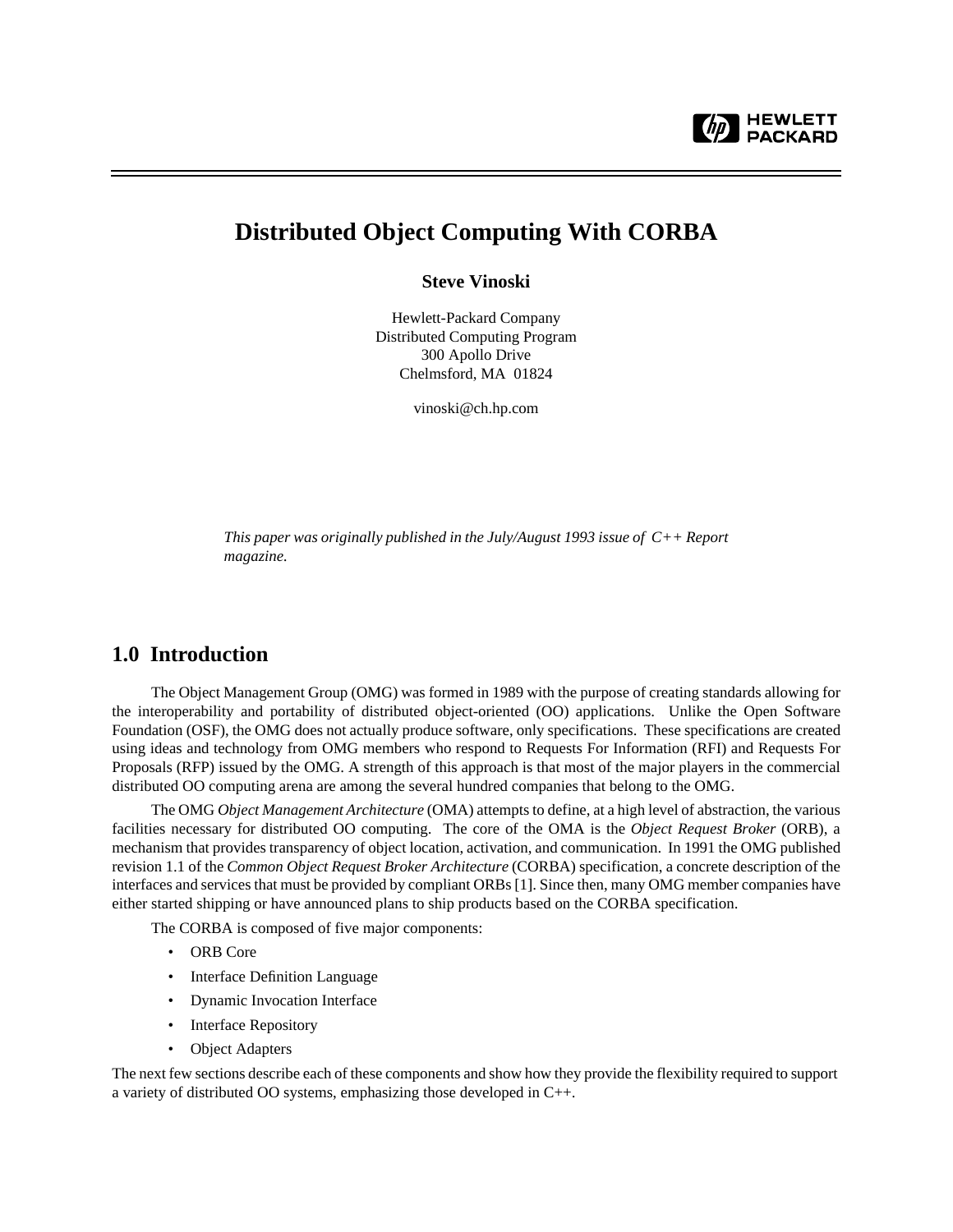# Distributed Object Computing With CORBA

**Steve Vinoski**

Hewlett-Packard Company
Distributed Computing Program
300 Apollo Drive
Chelmsford, MA 01824

vinoski@ch.hp.com

*This paper was originally published in the July/August 1993 issue of C++ Report magazine.*

## 1.0 Introduction

The Object Management Group (OMG) was formed in 1989 with the purpose of creating standards allowing for the interoperability and portability of distributed object-oriented (OO) applications. Unlike the Open Software Foundation (OSF), the OMG does not actually produce software, only specifications. These specifications are created using ideas and technology from OMG members who respond to Requests For Information (RFI) and Requests For Proposals (RFP) issued by the OMG. A strength of this approach is that most of the major players in the commercial distributed OO computing arena are among the several hundred companies that belong to the OMG.

The OMG *Object Management Architecture* (OMA) attempts to define, at a high level of abstraction, the various facilities necessary for distributed OO computing. The core of the OMA is the *Object Request Broker* (ORB), a mechanism that provides transparency of object location, activation, and communication. In 1991 the OMG published revision 1.1 of the *Common Object Request Broker Architecture* (CORBA) specification, a concrete description of the interfaces and services that must be provided by compliant ORBs [1]. Since then, many OMG member companies have either started shipping or have announced plans to ship products based on the CORBA specification.

The CORBA is composed of five major components:

- ORB Core
- Interface Definition Language
- Dynamic Invocation Interface
- Interface Repository
- Object Adapters

The next few sections describe each of these components and show how they provide the flexibility required to support a variety of distributed OO systems, emphasizing those developed in C++.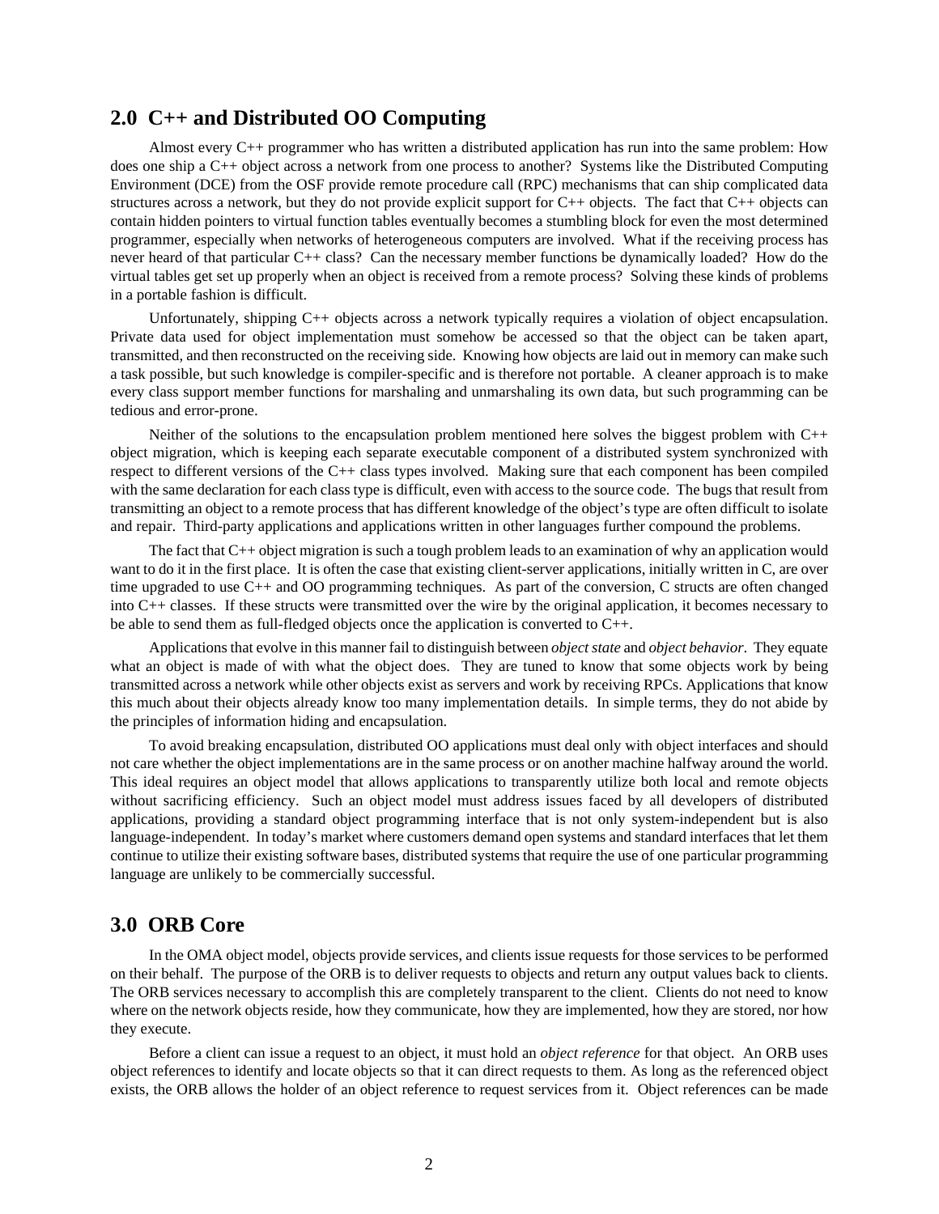## 2.0 C++ and Distributed OO Computing

Almost every C++ programmer who has written a distributed application has run into the same problem: How does one ship a C++ object across a network from one process to another? Systems like the Distributed Computing Environment (DCE) from the OSF provide remote procedure call (RPC) mechanisms that can ship complicated data structures across a network, but they do not provide explicit support for C++ objects. The fact that C++ objects can contain hidden pointers to virtual function tables eventually becomes a stumbling block for even the most determined programmer, especially when networks of heterogeneous computers are involved. What if the receiving process has never heard of that particular C++ class? Can the necessary member functions be dynamically loaded? How do the virtual tables get set up properly when an object is received from a remote process? Solving these kinds of problems in a portable fashion is difficult.

Unfortunately, shipping C++ objects across a network typically requires a violation of object encapsulation. Private data used for object implementation must somehow be accessed so that the object can be taken apart, transmitted, and then reconstructed on the receiving side. Knowing how objects are laid out in memory can make such a task possible, but such knowledge is compiler-specific and is therefore not portable. A cleaner approach is to make every class support member functions for marshaling and unmarshaling its own data, but such programming can be tedious and error-prone.

Neither of the solutions to the encapsulation problem mentioned here solves the biggest problem with C++ object migration, which is keeping each separate executable component of a distributed system synchronized with respect to different versions of the C++ class types involved. Making sure that each component has been compiled with the same declaration for each class type is difficult, even with access to the source code. The bugs that result from transmitting an object to a remote process that has different knowledge of the object's type are often difficult to isolate and repair. Third-party applications and applications written in other languages further compound the problems.

The fact that C++ object migration is such a tough problem leads to an examination of why an application would want to do it in the first place. It is often the case that existing client-server applications, initially written in C, are over time upgraded to use C++ and OO programming techniques. As part of the conversion, C structs are often changed into C++ classes. If these structs were transmitted over the wire by the original application, it becomes necessary to be able to send them as full-fledged objects once the application is converted to C++.

Applications that evolve in this manner fail to distinguish between *object state* and *object behavior*. They equate what an object is made of with what the object does. They are tuned to know that some objects work by being transmitted across a network while other objects exist as servers and work by receiving RPCs. Applications that know this much about their objects already know too many implementation details. In simple terms, they do not abide by the principles of information hiding and encapsulation.

To avoid breaking encapsulation, distributed OO applications must deal only with object interfaces and should not care whether the object implementations are in the same process or on another machine halfway around the world. This ideal requires an object model that allows applications to transparently utilize both local and remote objects without sacrificing efficiency. Such an object model must address issues faced by all developers of distributed applications, providing a standard object programming interface that is not only system-independent but is also language-independent. In today's market where customers demand open systems and standard interfaces that let them continue to utilize their existing software bases, distributed systems that require the use of one particular programming language are unlikely to be commercially successful.

## 3.0 ORB Core

In the OMA object model, objects provide services, and clients issue requests for those services to be performed on their behalf. The purpose of the ORB is to deliver requests to objects and return any output values back to clients. The ORB services necessary to accomplish this are completely transparent to the client. Clients do not need to know where on the network objects reside, how they communicate, how they are implemented, how they are stored, nor how they execute.

Before a client can issue a request to an object, it must hold an *object reference* for that object. An ORB uses object references to identify and locate objects so that it can direct requests to them. As long as the referenced object exists, the ORB allows the holder of an object reference to request services from it. Object references can be made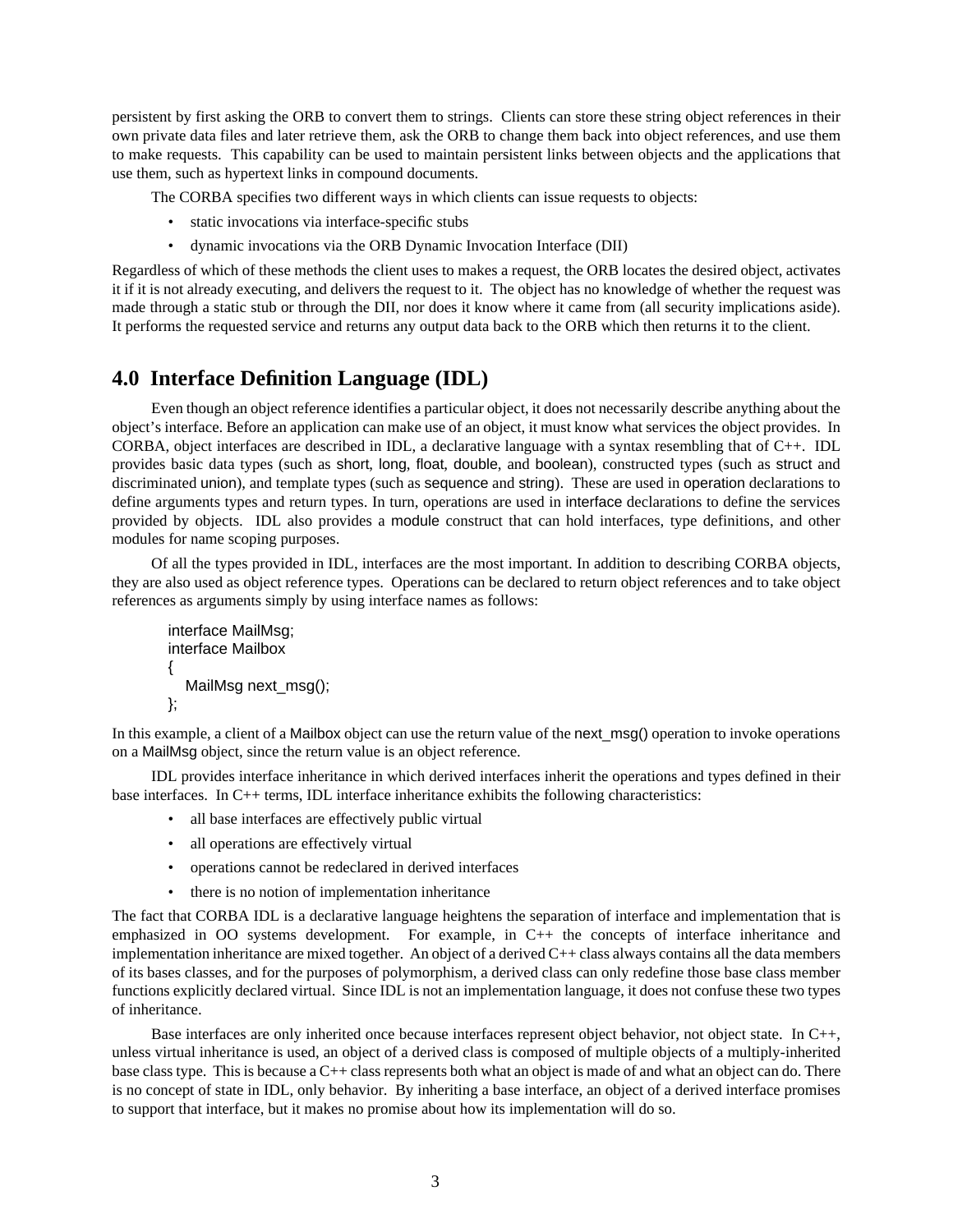persistent by first asking the ORB to convert them to strings. Clients can store these string object references in their own private data files and later retrieve them, ask the ORB to change them back into object references, and use them to make requests. This capability can be used to maintain persistent links between objects and the applications that use them, such as hypertext links in compound documents.

The CORBA specifies two different ways in which clients can issue requests to objects:

- static invocations via interface-specific stubs
- dynamic invocations via the ORB Dynamic Invocation Interface (DII)

Regardless of which of these methods the client uses to makes a request, the ORB locates the desired object, activates it if it is not already executing, and delivers the request to it. The object has no knowledge of whether the request was made through a static stub or through the DII, nor does it know where it came from (all security implications aside). It performs the requested service and returns any output data back to the ORB which then returns it to the client.

## 4.0 Interface Definition Language (IDL)

Even though an object reference identifies a particular object, it does not necessarily describe anything about the object's interface. Before an application can make use of an object, it must know what services the object provides. In CORBA, object interfaces are described in IDL, a declarative language with a syntax resembling that of C++. IDL provides basic data types (such as short, long, float, double, and boolean), constructed types (such as struct and discriminated union), and template types (such as sequence and string). These are used in operation declarations to define arguments types and return types. In turn, operations are used in interface declarations to define the services provided by objects. IDL also provides a module construct that can hold interfaces, type definitions, and other modules for name scoping purposes.

Of all the types provided in IDL, interfaces are the most important. In addition to describing CORBA objects, they are also used as object reference types. Operations can be declared to return object references and to take object references as arguments simply by using interface names as follows:

```
interface MailMsg;
interface Mailbox
{
   MailMsg next_msg();
};
```

In this example, a client of a Mailbox object can use the return value of the next_msg() operation to invoke operations on a MailMsg object, since the return value is an object reference.

IDL provides interface inheritance in which derived interfaces inherit the operations and types defined in their base interfaces. In C++ terms, IDL interface inheritance exhibits the following characteristics:

- all base interfaces are effectively public virtual
- all operations are effectively virtual
- operations cannot be redeclared in derived interfaces
- there is no notion of implementation inheritance

The fact that CORBA IDL is a declarative language heightens the separation of interface and implementation that is emphasized in OO systems development. For example, in C++ the concepts of interface inheritance and implementation inheritance are mixed together. An object of a derived C++ class always contains all the data members of its bases classes, and for the purposes of polymorphism, a derived class can only redefine those base class member functions explicitly declared virtual. Since IDL is not an implementation language, it does not confuse these two types of inheritance.

Base interfaces are only inherited once because interfaces represent object behavior, not object state. In C++, unless virtual inheritance is used, an object of a derived class is composed of multiple objects of a multiply-inherited base class type. This is because a C++ class represents both what an object is made of and what an object can do. There is no concept of state in IDL, only behavior. By inheriting a base interface, an object of a derived interface promises to support that interface, but it makes no promise about how its implementation will do so.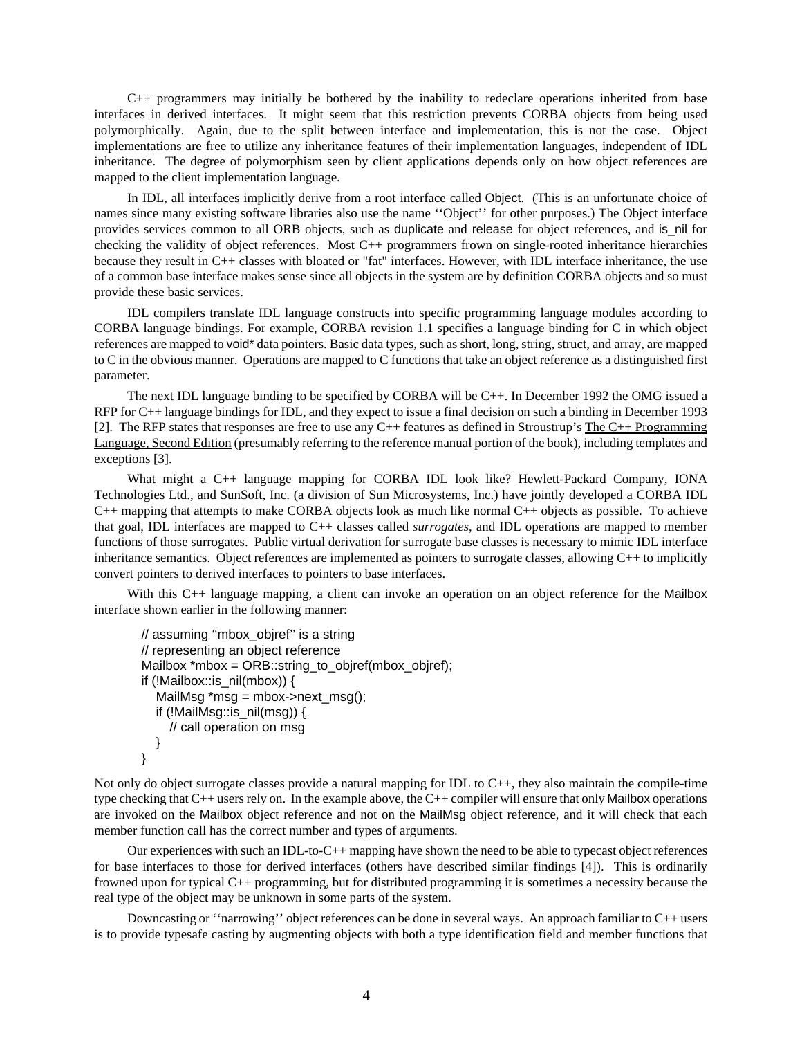C++ programmers may initially be bothered by the inability to redeclare operations inherited from base interfaces in derived interfaces. It might seem that this restriction prevents CORBA objects from being used polymorphically. Again, due to the split between interface and implementation, this is not the case. Object implementations are free to utilize any inheritance features of their implementation languages, independent of IDL inheritance. The degree of polymorphism seen by client applications depends only on how object references are mapped to the client implementation language.

In IDL, all interfaces implicitly derive from a root interface called Object. (This is an unfortunate choice of names since many existing software libraries also use the name ''Object'' for other purposes.) The Object interface provides services common to all ORB objects, such as duplicate and release for object references, and is_nil for checking the validity of object references. Most C++ programmers frown on single-rooted inheritance hierarchies because they result in C++ classes with bloated or "fat" interfaces. However, with IDL interface inheritance, the use of a common base interface makes sense since all objects in the system are by definition CORBA objects and so must provide these basic services.

IDL compilers translate IDL language constructs into specific programming language modules according to CORBA language bindings. For example, CORBA revision 1.1 specifies a language binding for C in which object references are mapped to void* data pointers. Basic data types, such as short, long, string, struct, and array, are mapped to C in the obvious manner. Operations are mapped to C functions that take an object reference as a distinguished first parameter.

The next IDL language binding to be specified by CORBA will be C++. In December 1992 the OMG issued a RFP for C++ language bindings for IDL, and they expect to issue a final decision on such a binding in December 1993 [2]. The RFP states that responses are free to use any C++ features as defined in Stroustrup's The C++ Programming Language, Second Edition (presumably referring to the reference manual portion of the book), including templates and exceptions [3].

What might a C++ language mapping for CORBA IDL look like? Hewlett-Packard Company, IONA Technologies Ltd., and SunSoft, Inc. (a division of Sun Microsystems, Inc.) have jointly developed a CORBA IDL C++ mapping that attempts to make CORBA objects look as much like normal C++ objects as possible. To achieve that goal, IDL interfaces are mapped to C++ classes called *surrogates*, and IDL operations are mapped to member functions of those surrogates. Public virtual derivation for surrogate base classes is necessary to mimic IDL interface inheritance semantics. Object references are implemented as pointers to surrogate classes, allowing C++ to implicitly convert pointers to derived interfaces to pointers to base interfaces.

With this C++ language mapping, a client can invoke an operation on an object reference for the Mailbox interface shown earlier in the following manner:

```
// assuming "mbox_objref" is a string
// representing an object reference
Mailbox *mbox = ORB::string_to_objref(mbox_objref);
if (!Mailbox::is_nil(mbox)) {
    MailMsg *msg = mbox->next_msg();
    if (!MailMsg::is_nil(msg)) {
        // call operation on msg
    }
}
```

Not only do object surrogate classes provide a natural mapping for IDL to C++, they also maintain the compile-time type checking that C++ users rely on. In the example above, the C++ compiler will ensure that only Mailbox operations are invoked on the Mailbox object reference and not on the MailMsg object reference, and it will check that each member function call has the correct number and types of arguments.

Our experiences with such an IDL-to-C++ mapping have shown the need to be able to typecast object references for base interfaces to those for derived interfaces (others have described similar findings [4]). This is ordinarily frowned upon for typical C++ programming, but for distributed programming it is sometimes a necessity because the real type of the object may be unknown in some parts of the system.

Downcasting or ''narrowing'' object references can be done in several ways. An approach familiar to C++ users is to provide typesafe casting by augmenting objects with both a type identification field and member functions that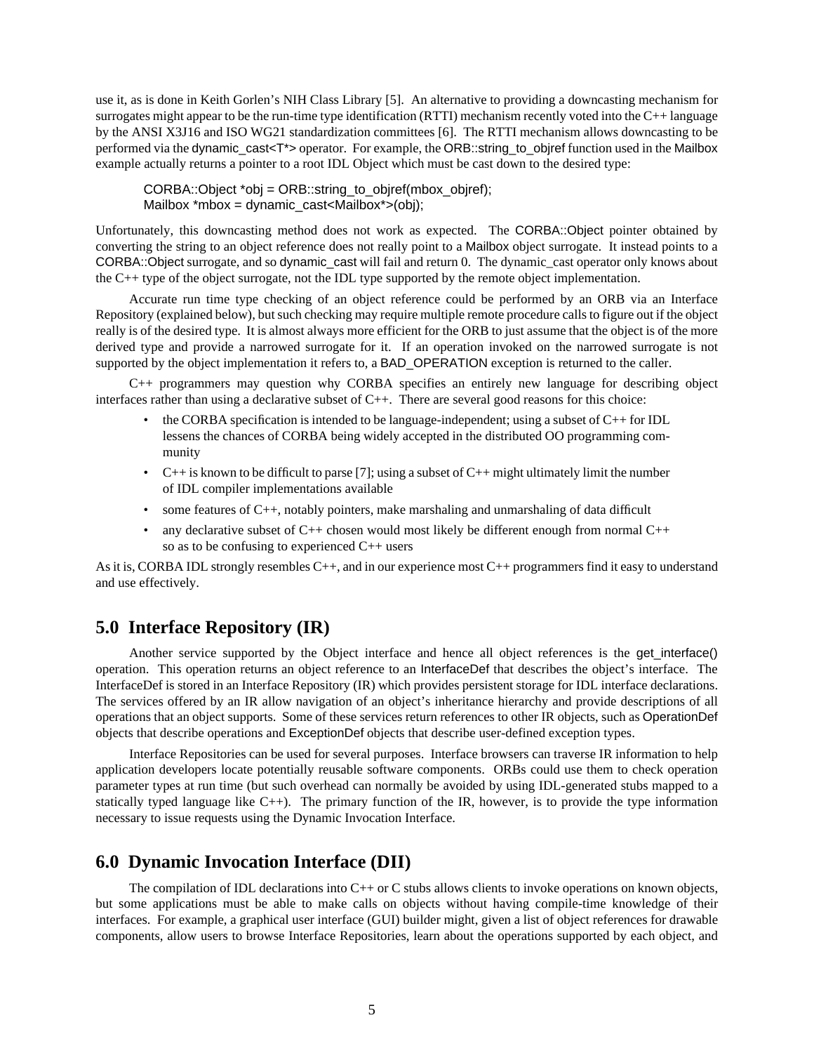use it, as is done in Keith Gorlen's NIH Class Library [5]. An alternative to providing a downcasting mechanism for surrogates might appear to be the run-time type identification (RTTI) mechanism recently voted into the C++ language by the ANSI X3J16 and ISO WG21 standardization committees [6]. The RTTI mechanism allows downcasting to be performed via the dynamic_cast<T*> operator. For example, the ORB::string_to_objref function used in the Mailbox example actually returns a pointer to a root IDL Object which must be cast down to the desired type:

```
CORBA::Object *obj = ORB::string_to_objref(mbox_objref);
Mailbox *mbox = dynamic_cast<Mailbox*>(obj);
```

Unfortunately, this downcasting method does not work as expected. The CORBA::Object pointer obtained by converting the string to an object reference does not really point to a Mailbox object surrogate. It instead points to a CORBA::Object surrogate, and so dynamic_cast will fail and return 0. The dynamic_cast operator only knows about the C++ type of the object surrogate, not the IDL type supported by the remote object implementation.

Accurate run time type checking of an object reference could be performed by an ORB via an Interface Repository (explained below), but such checking may require multiple remote procedure calls to figure out if the object really is of the desired type. It is almost always more efficient for the ORB to just assume that the object is of the more derived type and provide a narrowed surrogate for it. If an operation invoked on the narrowed surrogate is not supported by the object implementation it refers to, a BAD_OPERATION exception is returned to the caller.

C++ programmers may question why CORBA specifies an entirely new language for describing object interfaces rather than using a declarative subset of C++. There are several good reasons for this choice:

- the CORBA specification is intended to be language-independent; using a subset of C++ for IDL lessens the chances of CORBA being widely accepted in the distributed OO programming community
- C++ is known to be difficult to parse [7]; using a subset of C++ might ultimately limit the number of IDL compiler implementations available
- some features of C++, notably pointers, make marshaling and unmarshaling of data difficult
- any declarative subset of C++ chosen would most likely be different enough from normal C++ so as to be confusing to experienced C++ users

As it is, CORBA IDL strongly resembles C++, and in our experience most C++ programmers find it easy to understand and use effectively.

## 5.0 Interface Repository (IR)

Another service supported by the Object interface and hence all object references is the get_interface() operation. This operation returns an object reference to an InterfaceDef that describes the object's interface. The InterfaceDef is stored in an Interface Repository (IR) which provides persistent storage for IDL interface declarations. The services offered by an IR allow navigation of an object's inheritance hierarchy and provide descriptions of all operations that an object supports. Some of these services return references to other IR objects, such as OperationDef objects that describe operations and ExceptionDef objects that describe user-defined exception types.

Interface Repositories can be used for several purposes. Interface browsers can traverse IR information to help application developers locate potentially reusable software components. ORBs could use them to check operation parameter types at run time (but such overhead can normally be avoided by using IDL-generated stubs mapped to a statically typed language like C++). The primary function of the IR, however, is to provide the type information necessary to issue requests using the Dynamic Invocation Interface.

## 6.0 Dynamic Invocation Interface (DII)

The compilation of IDL declarations into C++ or C stubs allows clients to invoke operations on known objects, but some applications must be able to make calls on objects without having compile-time knowledge of their interfaces. For example, a graphical user interface (GUI) builder might, given a list of object references for drawable components, allow users to browse Interface Repositories, learn about the operations supported by each object, and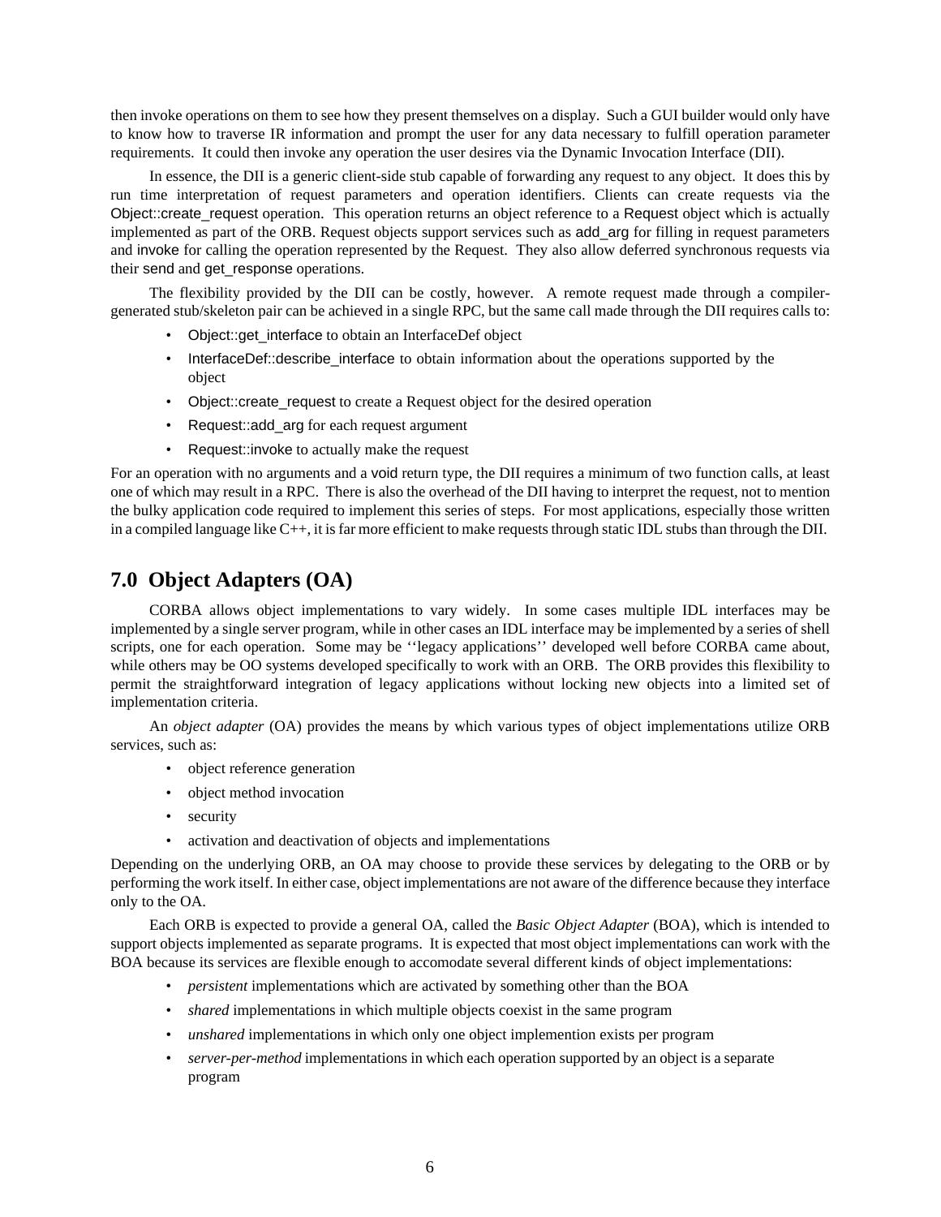then invoke operations on them to see how they present themselves on a display. Such a GUI builder would only have to know how to traverse IR information and prompt the user for any data necessary to fulfill operation parameter requirements. It could then invoke any operation the user desires via the Dynamic Invocation Interface (DII).

In essence, the DII is a generic client-side stub capable of forwarding any request to any object. It does this by run time interpretation of request parameters and operation identifiers. Clients can create requests via the Object::create_request operation. This operation returns an object reference to a Request object which is actually implemented as part of the ORB. Request objects support services such as add_arg for filling in request parameters and invoke for calling the operation represented by the Request. They also allow deferred synchronous requests via their send and get_response operations.

The flexibility provided by the DII can be costly, however. A remote request made through a compiler-generated stub/skeleton pair can be achieved in a single RPC, but the same call made through the DII requires calls to:

- Object::get_interface to obtain an InterfaceDef object
- InterfaceDef::describe_interface to obtain information about the operations supported by the object
- Object::create_request to create a Request object for the desired operation
- Request::add_arg for each request argument
- Request::invoke to actually make the request

For an operation with no arguments and a void return type, the DII requires a minimum of two function calls, at least one of which may result in a RPC. There is also the overhead of the DII having to interpret the request, not to mention the bulky application code required to implement this series of steps. For most applications, especially those written in a compiled language like C++, it is far more efficient to make requests through static IDL stubs than through the DII.

## 7.0 Object Adapters (OA)

CORBA allows object implementations to vary widely. In some cases multiple IDL interfaces may be implemented by a single server program, while in other cases an IDL interface may be implemented by a series of shell scripts, one for each operation. Some may be ''legacy applications'' developed well before CORBA came about, while others may be OO systems developed specifically to work with an ORB. The ORB provides this flexibility to permit the straightforward integration of legacy applications without locking new objects into a limited set of implementation criteria.

An *object adapter* (OA) provides the means by which various types of object implementations utilize ORB services, such as:

- object reference generation
- object method invocation
- security
- activation and deactivation of objects and implementations

Depending on the underlying ORB, an OA may choose to provide these services by delegating to the ORB or by performing the work itself. In either case, object implementations are not aware of the difference because they interface only to the OA.

Each ORB is expected to provide a general OA, called the *Basic Object Adapter* (BOA), which is intended to support objects implemented as separate programs. It is expected that most object implementations can work with the BOA because its services are flexible enough to accomodate several different kinds of object implementations:

- *persistent* implementations which are activated by something other than the BOA
- *shared* implementations in which multiple objects coexist in the same program
- *unshared* implementations in which only one object implemention exists per program
- *server-per-method* implementations in which each operation supported by an object is a separate program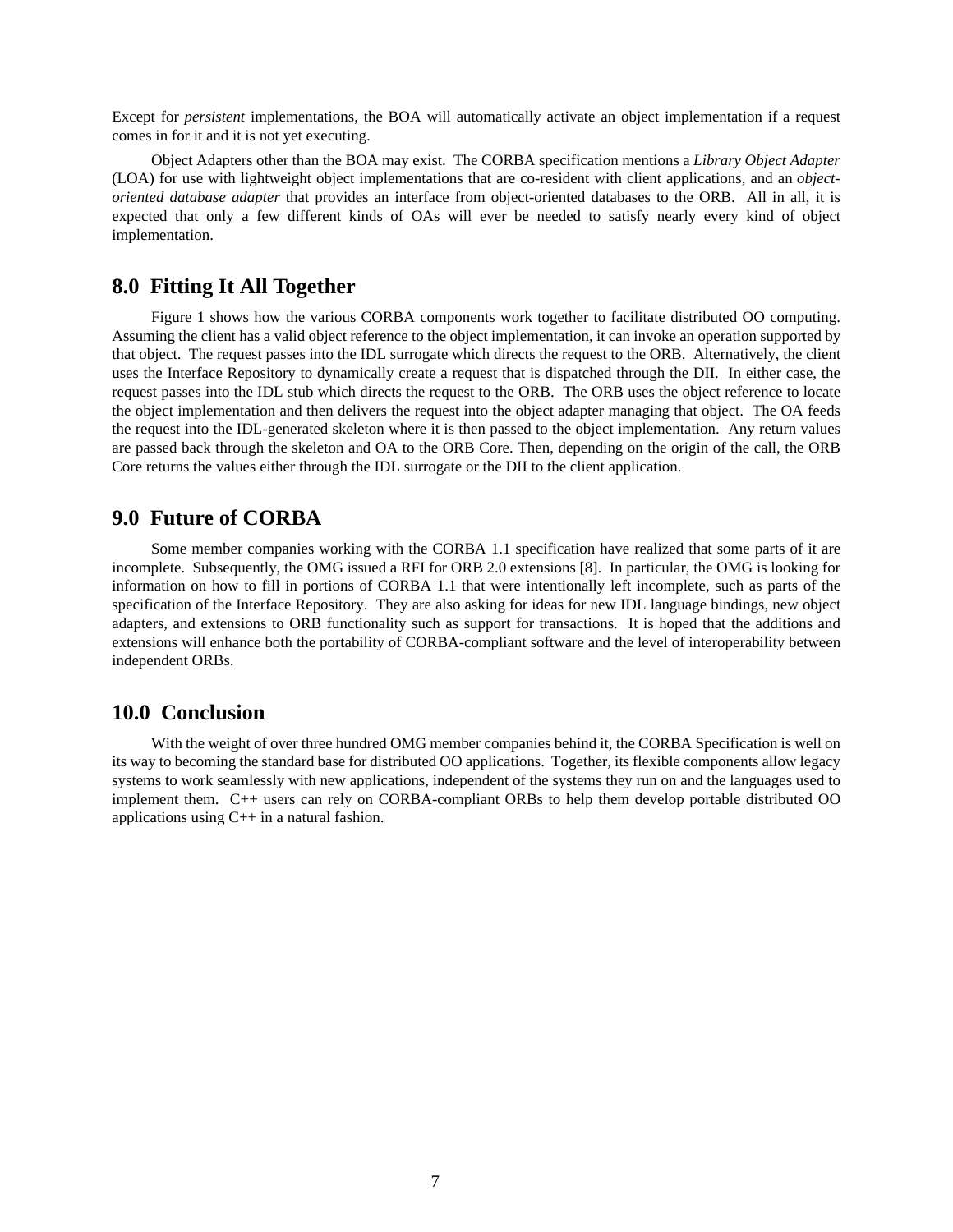Except for *persistent* implementations, the BOA will automatically activate an object implementation if a request comes in for it and it is not yet executing.

Object Adapters other than the BOA may exist. The CORBA specification mentions a *Library Object Adapter* (LOA) for use with lightweight object implementations that are co-resident with client applications, and an *object-oriented database adapter* that provides an interface from object-oriented databases to the ORB. All in all, it is expected that only a few different kinds of OAs will ever be needed to satisfy nearly every kind of object implementation.

## 8.0 Fitting It All Together

Figure 1 shows how the various CORBA components work together to facilitate distributed OO computing. Assuming the client has a valid object reference to the object implementation, it can invoke an operation supported by that object. The request passes into the IDL surrogate which directs the request to the ORB. Alternatively, the client uses the Interface Repository to dynamically create a request that is dispatched through the DII. In either case, the request passes into the IDL stub which directs the request to the ORB. The ORB uses the object reference to locate the object implementation and then delivers the request into the object adapter managing that object. The OA feeds the request into the IDL-generated skeleton where it is then passed to the object implementation. Any return values are passed back through the skeleton and OA to the ORB Core. Then, depending on the origin of the call, the ORB Core returns the values either through the IDL surrogate or the DII to the client application.

## 9.0 Future of CORBA

Some member companies working with the CORBA 1.1 specification have realized that some parts of it are incomplete. Subsequently, the OMG issued a RFI for ORB 2.0 extensions [8]. In particular, the OMG is looking for information on how to fill in portions of CORBA 1.1 that were intentionally left incomplete, such as parts of the specification of the Interface Repository. They are also asking for ideas for new IDL language bindings, new object adapters, and extensions to ORB functionality such as support for transactions. It is hoped that the additions and extensions will enhance both the portability of CORBA-compliant software and the level of interoperability between independent ORBs.

## 10.0 Conclusion

With the weight of over three hundred OMG member companies behind it, the CORBA Specification is well on its way to becoming the standard base for distributed OO applications. Together, its flexible components allow legacy systems to work seamlessly with new applications, independent of the systems they run on and the languages used to implement them. C++ users can rely on CORBA-compliant ORBs to help them develop portable distributed OO applications using C++ in a natural fashion.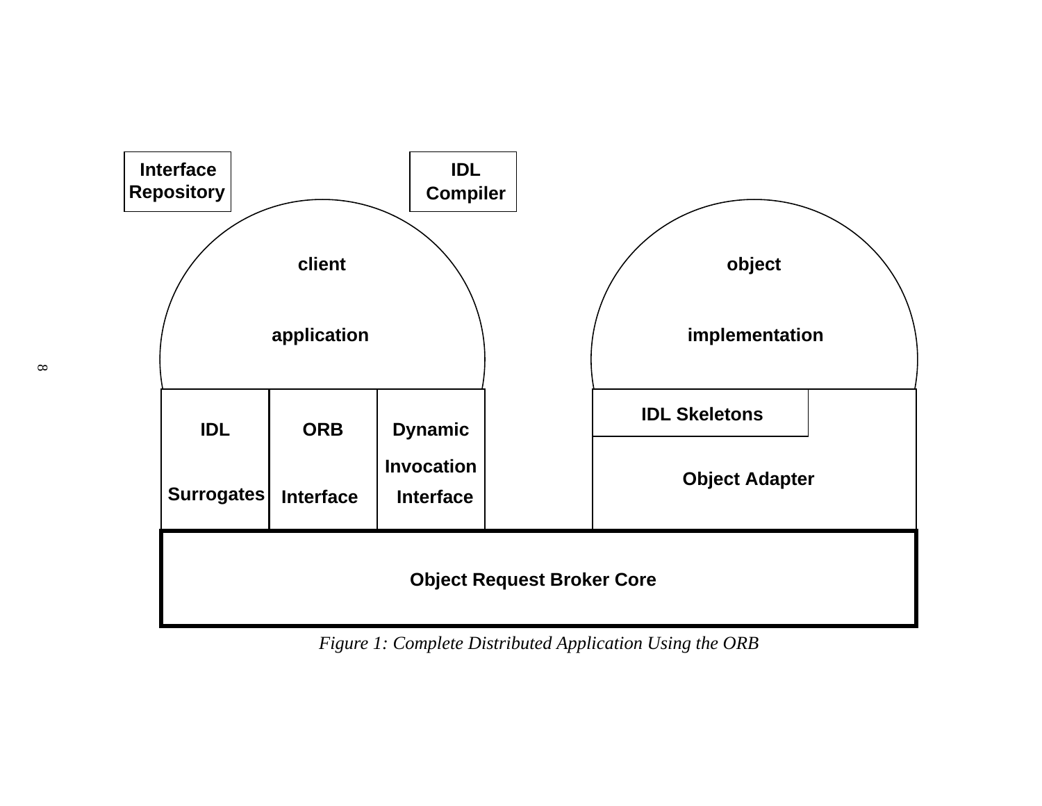Interface Repository

IDL Compiler

client application

object implementation

IDL Surrogates

ORB Interface

Dynamic Invocation Interface

IDL Skeletons

Object Adapter

Object Request Broker Core

*Figure 1: Complete Distributed Application Using the ORB*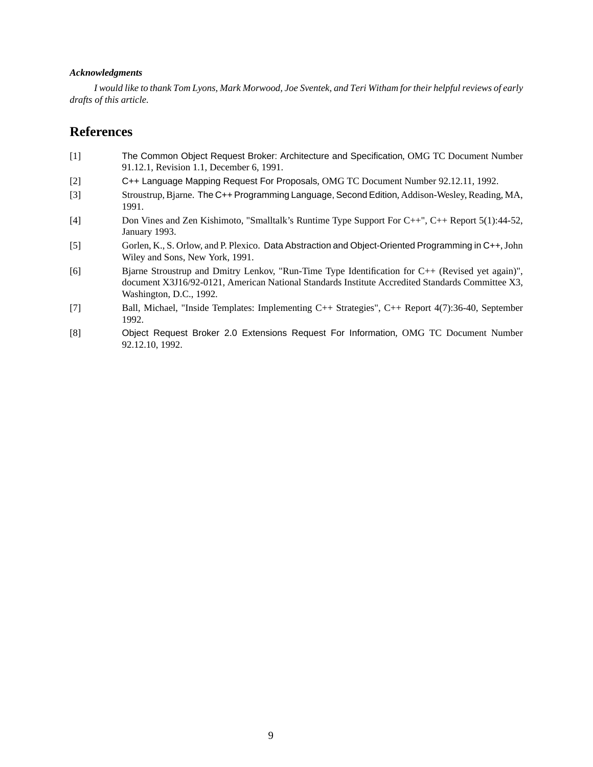***Acknowledgments***

*I would like to thank Tom Lyons, Mark Morwood, Joe Sventek, and Teri Witham for their helpful reviews of early drafts of this article.*

## References

[1] The Common Object Request Broker: Architecture and Specification, OMG TC Document Number 91.12.1, Revision 1.1, December 6, 1991.

[2] C++ Language Mapping Request For Proposals, OMG TC Document Number 92.12.11, 1992.

[3] Stroustrup, Bjarne. The C++ Programming Language, Second Edition, Addison-Wesley, Reading, MA, 1991.

[4] Don Vines and Zen Kishimoto, "Smalltalk's Runtime Type Support For C++", C++ Report 5(1):44-52, January 1993.

[5] Gorlen, K., S. Orlow, and P. Plexico. Data Abstraction and Object-Oriented Programming in C++, John Wiley and Sons, New York, 1991.

[6] Bjarne Stroustrup and Dmitry Lenkov, "Run-Time Type Identification for C++ (Revised yet again)", document X3J16/92-0121, American National Standards Institute Accredited Standards Committee X3, Washington, D.C., 1992.

[7] Ball, Michael, "Inside Templates: Implementing C++ Strategies", C++ Report 4(7):36-40, September 1992.

[8] Object Request Broker 2.0 Extensions Request For Information, OMG TC Document Number 92.12.10, 1992.